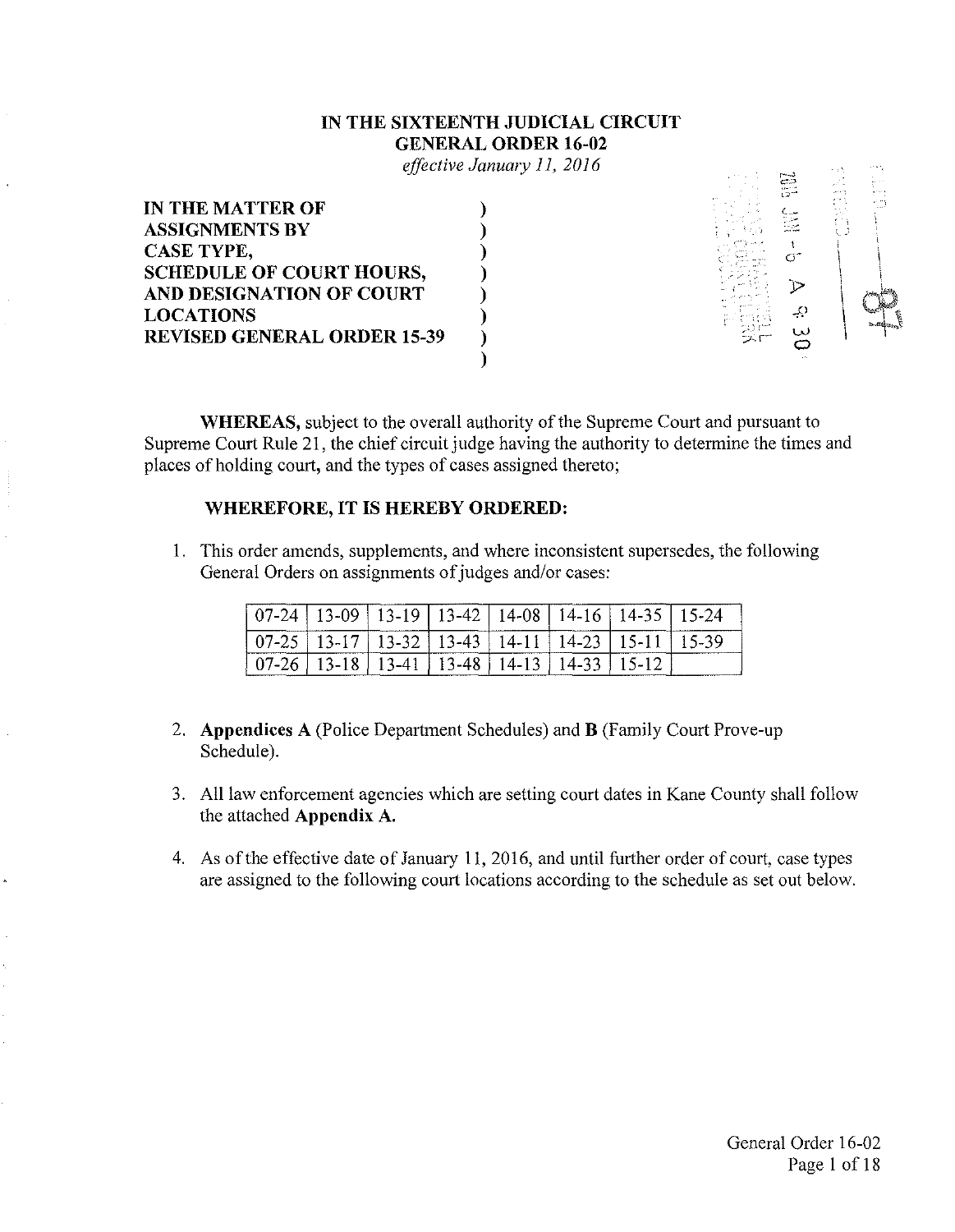**IN THE SIXTEENTH JUDICIAL CIRCUIT**
**GENERAL ORDER 16-02**
*effective January 11, 2016*

**IN THE MATTER OF ASSIGNMENTS BY CASE TYPE, SCHEDULE OF COURT HOURS, AND DESIGNATION OF COURT LOCATIONS REVISED GENERAL ORDER 15-39**

**WHEREAS,** subject to the overall authority of the Supreme Court and pursuant to Supreme Court Rule 21, the chief circuit judge having the authority to determine the times and places of holding court, and the types of cases assigned thereto;

**WHEREFORE, IT IS HEREBY ORDERED:**

1. This order amends, supplements, and where inconsistent supersedes, the following General Orders on assignments of judges and/or cases:

| | | | | | | | |
|---|---|---|---|---|---|---|---|
| 07-24 | 13-09 | 13-19 | 13-42 | 14-08 | 14-16 | 14-35 | 15-24 |
| 07-25 | 13-17 | 13-32 | 13-43 | 14-11 | 14-23 | 15-11 | 15-39 |
| 07-26 | 13-18 | 13-41 | 13-48 | 14-13 | 14-33 | 15-12 | |

2. **Appendices A** (Police Department Schedules) and **B** (Family Court Prove-up Schedule).

3. All law enforcement agencies which are setting court dates in Kane County shall follow the attached **Appendix A.**

4. As of the effective date of January 11, 2016, and until further order of court, case types are assigned to the following court locations according to the schedule as set out below.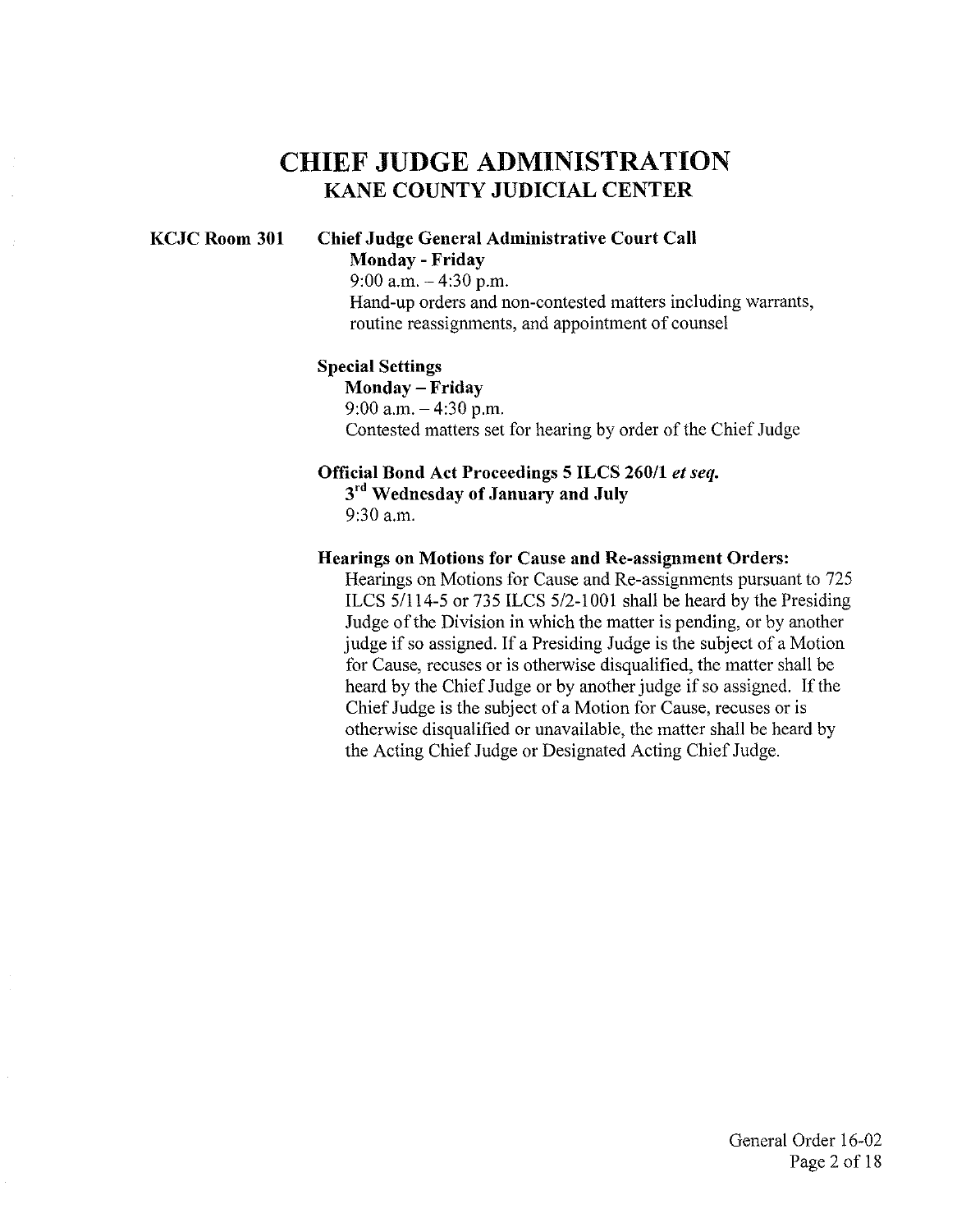# CHIEF JUDGE ADMINISTRATION

## KANE COUNTY JUDICIAL CENTER

**KCJC Room 301**

**Chief Judge General Administrative Court Call**

**Monday - Friday**

9:00 a.m. – 4:30 p.m.

Hand-up orders and non-contested matters including warrants, routine reassignments, and appointment of counsel

**Special Settings**

**Monday – Friday**

9:00 a.m. – 4:30 p.m.

Contested matters set for hearing by order of the Chief Judge

**Official Bond Act Proceedings 5 ILCS 260/1 *et seq.***

**3rd Wednesday of January and July**

9:30 a.m.

**Hearings on Motions for Cause and Re-assignment Orders:**

Hearings on Motions for Cause and Re-assignments pursuant to 725 ILCS 5/114-5 or 735 ILCS 5/2-1001 shall be heard by the Presiding Judge of the Division in which the matter is pending, or by another judge if so assigned. If a Presiding Judge is the subject of a Motion for Cause, recuses or is otherwise disqualified, the matter shall be heard by the Chief Judge or by another judge if so assigned. If the Chief Judge is the subject of a Motion for Cause, recuses or is otherwise disqualified or unavailable, the matter shall be heard by the Acting Chief Judge or Designated Acting Chief Judge.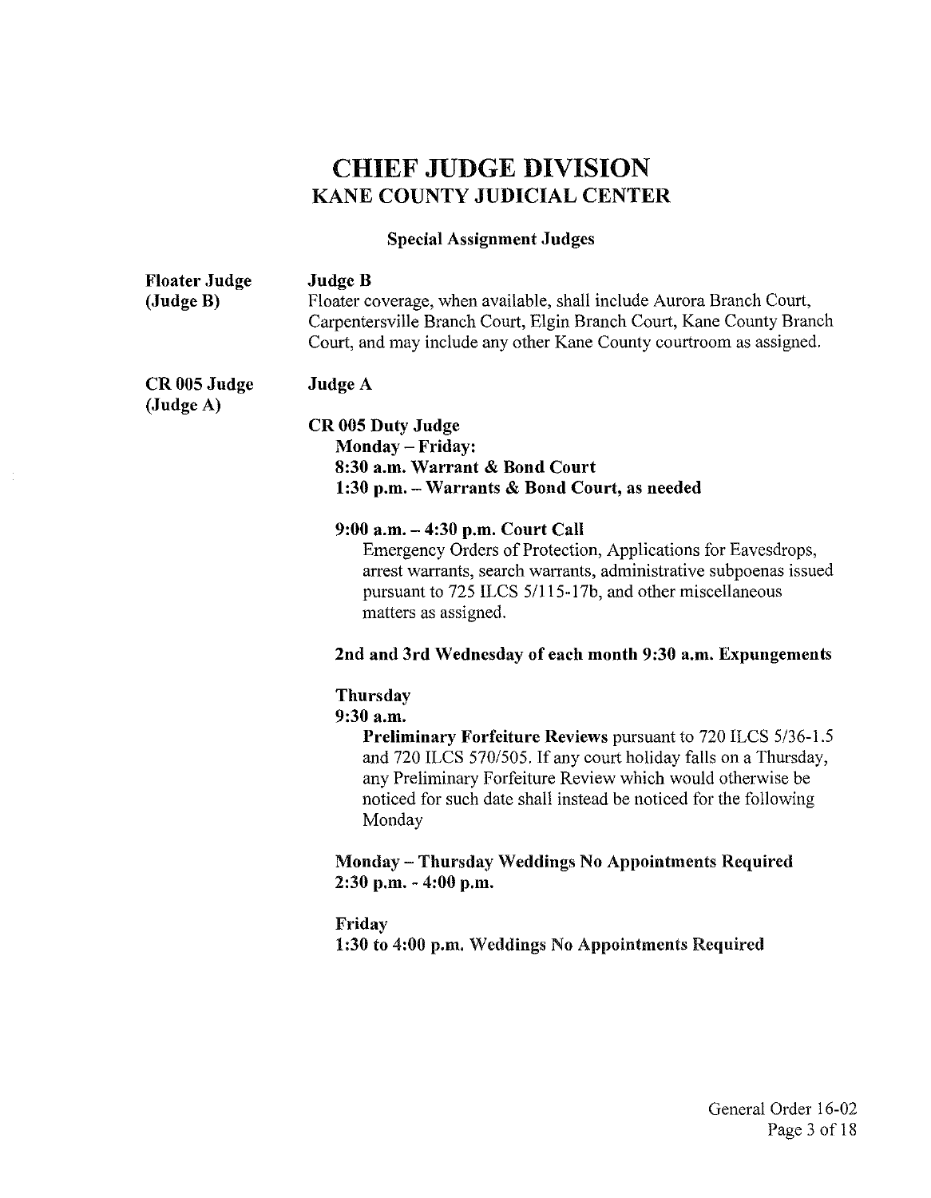# CHIEF JUDGE DIVISION
## KANE COUNTY JUDICIAL CENTER

### Special Assignment Judges

**Floater Judge (Judge B)**

**Judge B**
Floater coverage, when available, shall include Aurora Branch Court, Carpentersville Branch Court, Elgin Branch Court, Kane County Branch Court, and may include any other Kane County courtroom as assigned.

**CR 005 Judge (Judge A)**

**Judge A**

**CR 005 Duty Judge**
**Monday – Friday:**
**8:30 a.m. Warrant & Bond Court**
**1:30 p.m. – Warrants & Bond Court, as needed**

**9:00 a.m. – 4:30 p.m. Court Call**
Emergency Orders of Protection, Applications for Eavesdrops, arrest warrants, search warrants, administrative subpoenas issued pursuant to 725 ILCS 5/115-17b, and other miscellaneous matters as assigned.

**2nd and 3rd Wednesday of each month 9:30 a.m. Expungements**

**Thursday**
**9:30 a.m.**
**Preliminary Forfeiture Reviews** pursuant to 720 ILCS 5/36-1.5 and 720 ILCS 570/505. If any court holiday falls on a Thursday, any Preliminary Forfeiture Review which would otherwise be noticed for such date shall instead be noticed for the following Monday

**Monday – Thursday Weddings No Appointments Required**
**2:30 p.m. - 4:00 p.m.**

**Friday**
**1:30 to 4:00 p.m. Weddings No Appointments Required**

General Order 16-02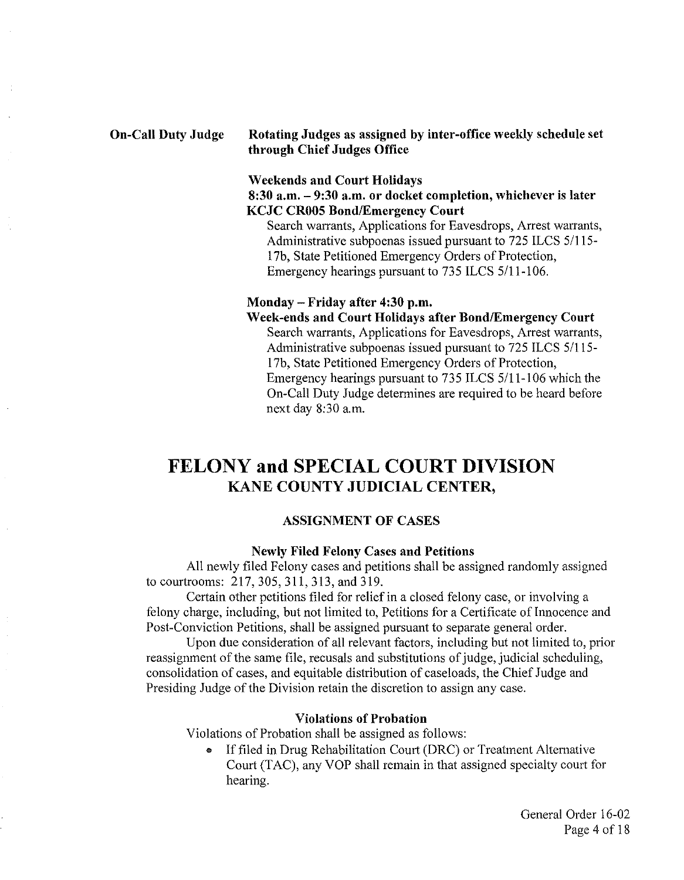**On-Call Duty Judge** **Rotating Judges as assigned by inter-office weekly schedule set through Chief Judges Office**

**Weekends and Court Holidays**
**8:30 a.m. – 9:30 a.m. or docket completion, whichever is later**
**KCJC CR005 Bond/Emergency Court**

Search warrants, Applications for Eavesdrops, Arrest warrants, Administrative subpoenas issued pursuant to 725 ILCS 5/115-17b, State Petitioned Emergency Orders of Protection, Emergency hearings pursuant to 735 ILCS 5/11-106.

**Monday – Friday after 4:30 p.m.**
**Week-ends and Court Holidays after Bond/Emergency Court**

Search warrants, Applications for Eavesdrops, Arrest warrants, Administrative subpoenas issued pursuant to 725 ILCS 5/115-17b, State Petitioned Emergency Orders of Protection, Emergency hearings pursuant to 735 ILCS 5/11-106 which the On-Call Duty Judge determines are required to be heard before next day 8:30 a.m.

# FELONY and SPECIAL COURT DIVISION

## KANE COUNTY JUDICIAL CENTER,

### ASSIGNMENT OF CASES

#### Newly Filed Felony Cases and Petitions

All newly filed Felony cases and petitions shall be assigned randomly assigned to courtrooms: 217, 305, 311, 313, and 319.

Certain other petitions filed for relief in a closed felony case, or involving a felony charge, including, but not limited to, Petitions for a Certificate of Innocence and Post-Conviction Petitions, shall be assigned pursuant to separate general order.

Upon due consideration of all relevant factors, including but not limited to, prior reassignment of the same file, recusals and substitutions of judge, judicial scheduling, consolidation of cases, and equitable distribution of caseloads, the Chief Judge and Presiding Judge of the Division retain the discretion to assign any case.

#### Violations of Probation

Violations of Probation shall be assigned as follows:

- If filed in Drug Rehabilitation Court (DRC) or Treatment Alternative Court (TAC), any VOP shall remain in that assigned specialty court for hearing.

General Order 16-02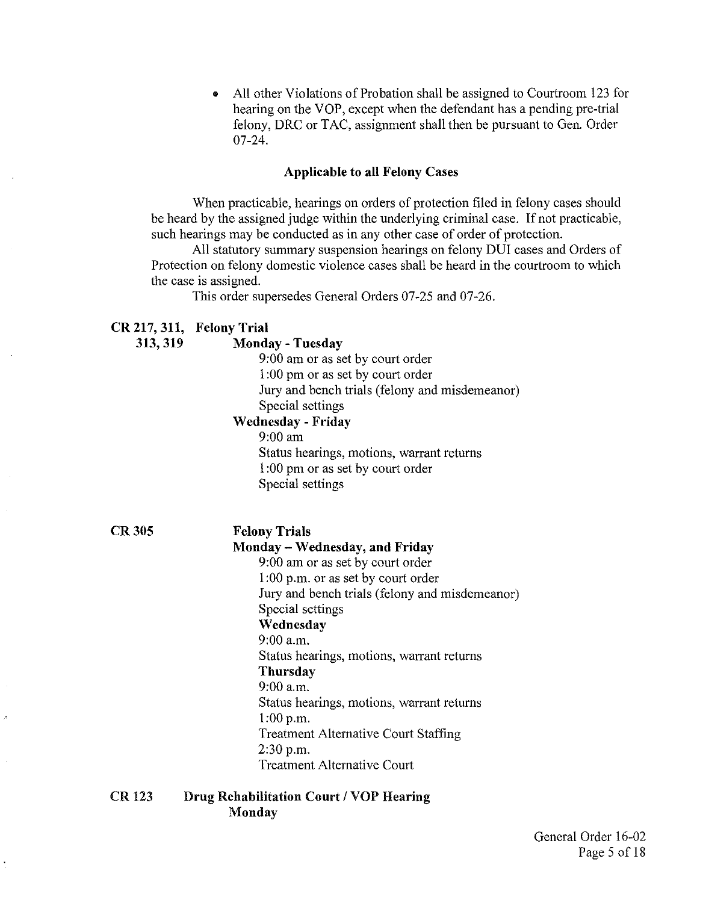- All other Violations of Probation shall be assigned to Courtroom 123 for hearing on the VOP, except when the defendant has a pending pre-trial felony, DRC or TAC, assignment shall then be pursuant to Gen. Order 07-24.

**Applicable to all Felony Cases**

When practicable, hearings on orders of protection filed in felony cases should be heard by the assigned judge within the underlying criminal case. If not practicable, such hearings may be conducted as in any other case of order of protection.

All statutory summary suspension hearings on felony DUI cases and Orders of Protection on felony domestic violence cases shall be heard in the courtroom to which the case is assigned.

This order supersedes General Orders 07-25 and 07-26.

**CR 217, 311, 313, 319 — Felony Trial**

**Monday - Tuesday**

9:00 am or as set by court order
1:00 pm or as set by court order
Jury and bench trials (felony and misdemeanor)
Special settings

**Wednesday - Friday**

9:00 am
Status hearings, motions, warrant returns
1:00 pm or as set by court order
Special settings

**CR 305 — Felony Trials**

**Monday – Wednesday, and Friday**

9:00 am or as set by court order
1:00 p.m. or as set by court order
Jury and bench trials (felony and misdemeanor)
Special settings

**Wednesday**

9:00 a.m.
Status hearings, motions, warrant returns

**Thursday**

9:00 a.m.
Status hearings, motions, warrant returns
1:00 p.m.
Treatment Alternative Court Staffing
2:30 p.m.
Treatment Alternative Court

**CR 123 — Drug Rehabilitation Court / VOP Hearing**

**Monday**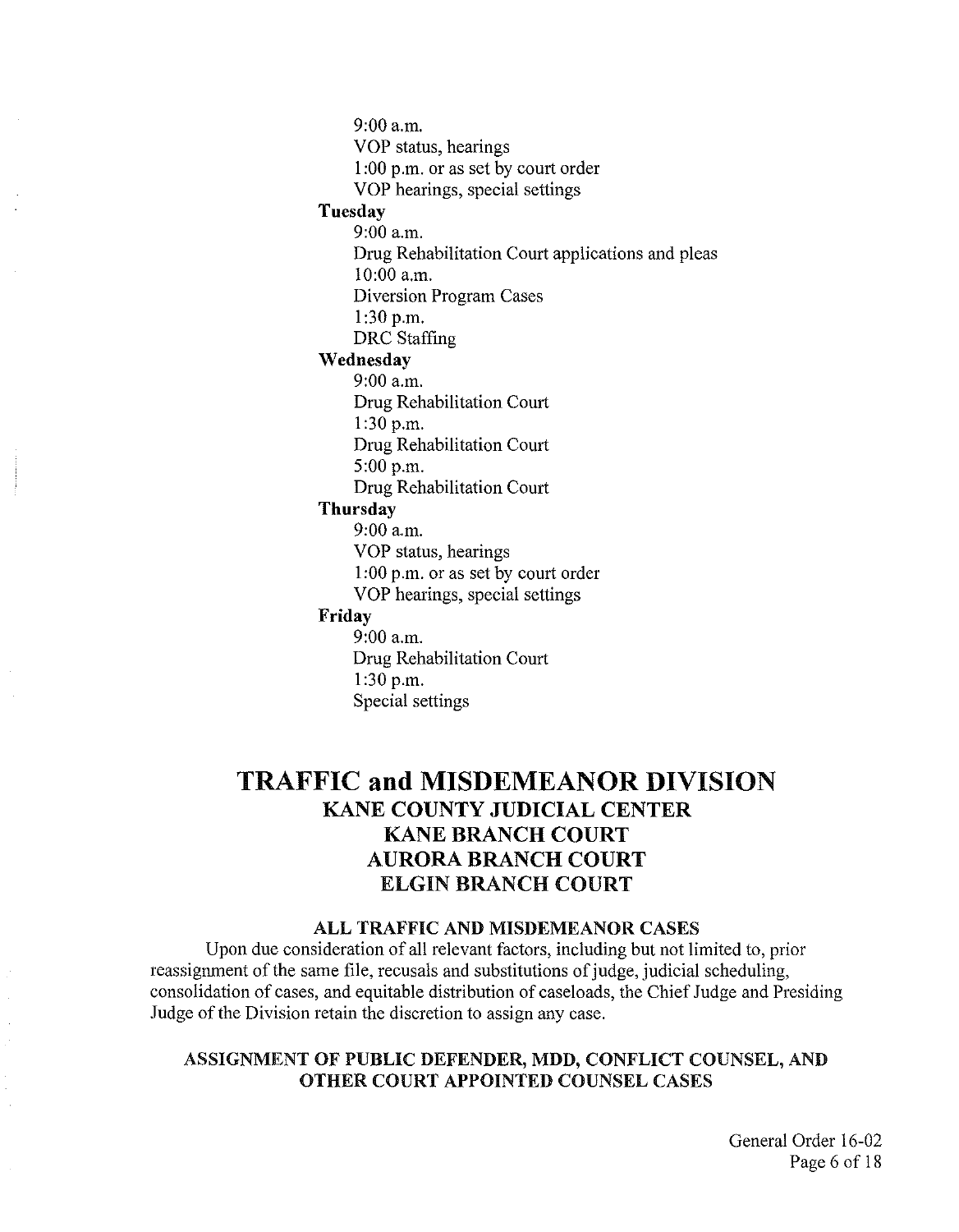9:00 a.m.
VOP status, hearings
1:00 p.m. or as set by court order
VOP hearings, special settings

**Tuesday**

9:00 a.m.
Drug Rehabilitation Court applications and pleas
10:00 a.m.
Diversion Program Cases
1:30 p.m.
DRC Staffing

**Wednesday**

9:00 a.m.
Drug Rehabilitation Court
1:30 p.m.
Drug Rehabilitation Court
5:00 p.m.
Drug Rehabilitation Court

**Thursday**

9:00 a.m.
VOP status, hearings
1:00 p.m. or as set by court order
VOP hearings, special settings

**Friday**

9:00 a.m.
Drug Rehabilitation Court
1:30 p.m.
Special settings

# TRAFFIC and MISDEMEANOR DIVISION

## KANE COUNTY JUDICIAL CENTER
## KANE BRANCH COURT
## AURORA BRANCH COURT
## ELGIN BRANCH COURT

### ALL TRAFFIC AND MISDEMEANOR CASES

Upon due consideration of all relevant factors, including but not limited to, prior reassignment of the same file, recusals and substitutions of judge, judicial scheduling, consolidation of cases, and equitable distribution of caseloads, the Chief Judge and Presiding Judge of the Division retain the discretion to assign any case.

### ASSIGNMENT OF PUBLIC DEFENDER, MDD, CONFLICT COUNSEL, AND OTHER COURT APPOINTED COUNSEL CASES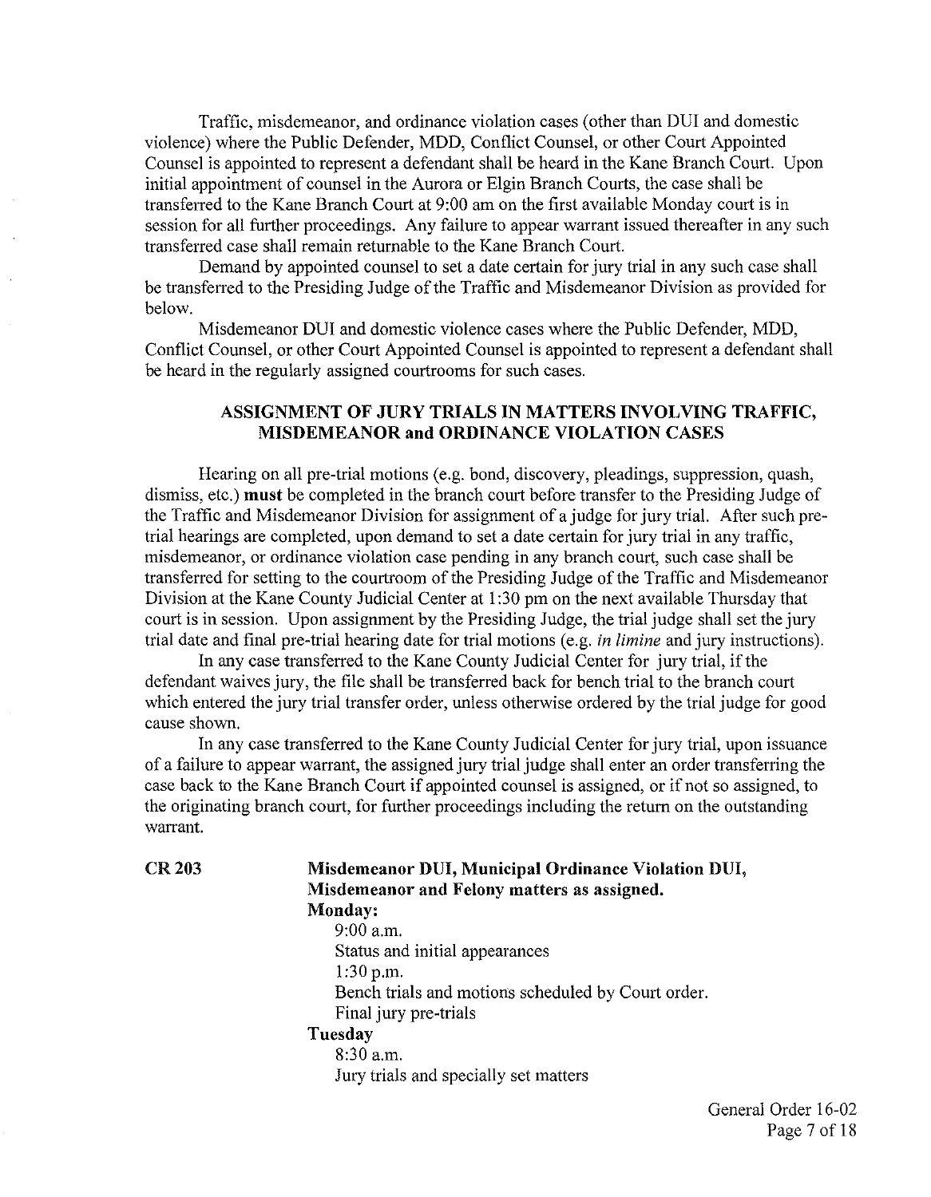Traffic, misdemeanor, and ordinance violation cases (other than DUI and domestic violence) where the Public Defender, MDD, Conflict Counsel, or other Court Appointed Counsel is appointed to represent a defendant shall be heard in the Kane Branch Court. Upon initial appointment of counsel in the Aurora or Elgin Branch Courts, the case shall be transferred to the Kane Branch Court at 9:00 am on the first available Monday court is in session for all further proceedings. Any failure to appear warrant issued thereafter in any such transferred case shall remain returnable to the Kane Branch Court.

Demand by appointed counsel to set a date certain for jury trial in any such case shall be transferred to the Presiding Judge of the Traffic and Misdemeanor Division as provided for below.

Misdemeanor DUI and domestic violence cases where the Public Defender, MDD, Conflict Counsel, or other Court Appointed Counsel is appointed to represent a defendant shall be heard in the regularly assigned courtrooms for such cases.

## ASSIGNMENT OF JURY TRIALS IN MATTERS INVOLVING TRAFFIC, MISDEMEANOR and ORDINANCE VIOLATION CASES

Hearing on all pre-trial motions (e.g. bond, discovery, pleadings, suppression, quash, dismiss, etc.) **must** be completed in the branch court before transfer to the Presiding Judge of the Traffic and Misdemeanor Division for assignment of a judge for jury trial. After such pre-trial hearings are completed, upon demand to set a date certain for jury trial in any traffic, misdemeanor, or ordinance violation case pending in any branch court, such case shall be transferred for setting to the courtroom of the Presiding Judge of the Traffic and Misdemeanor Division at the Kane County Judicial Center at 1:30 pm on the next available Thursday that court is in session. Upon assignment by the Presiding Judge, the trial judge shall set the jury trial date and final pre-trial hearing date for trial motions (e.g. *in limine* and jury instructions).

In any case transferred to the Kane County Judicial Center for jury trial, if the defendant waives jury, the file shall be transferred back for bench trial to the branch court which entered the jury trial transfer order, unless otherwise ordered by the trial judge for good cause shown.

In any case transferred to the Kane County Judicial Center for jury trial, upon issuance of a failure to appear warrant, the assigned jury trial judge shall enter an order transferring the case back to the Kane Branch Court if appointed counsel is assigned, or if not so assigned, to the originating branch court, for further proceedings including the return on the outstanding warrant.

**CR 203** **Misdemeanor DUI, Municipal Ordinance Violation DUI, Misdemeanor and Felony matters as assigned.**

**Monday:**

9:00 a.m.
Status and initial appearances

1:30 p.m.
Bench trials and motions scheduled by Court order.
Final jury pre-trials

**Tuesday**

8:30 a.m.
Jury trials and specially set matters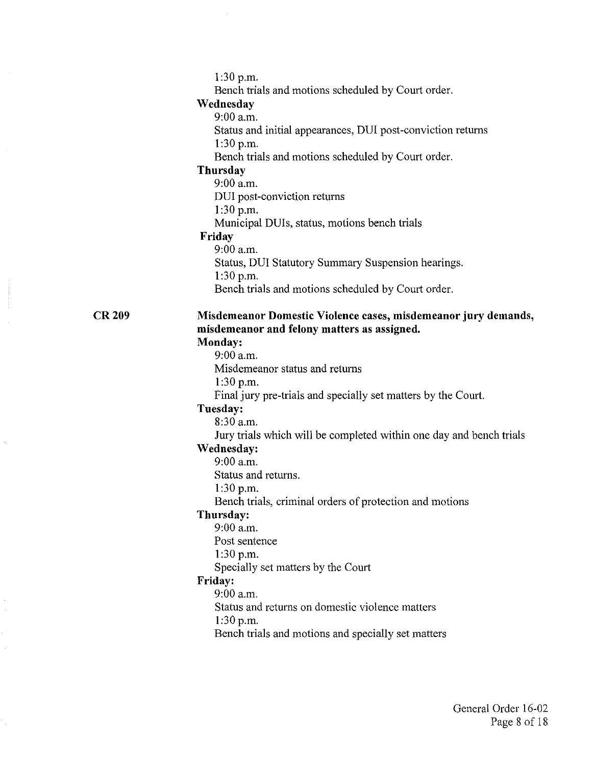1:30 p.m.

Bench trials and motions scheduled by Court order.

**Wednesday**

9:00 a.m.

Status and initial appearances, DUI post-conviction returns

1:30 p.m.

Bench trials and motions scheduled by Court order.

**Thursday**

9:00 a.m.

DUI post-conviction returns

1:30 p.m.

Municipal DUIs, status, motions bench trials

**Friday**

9:00 a.m.

Status, DUI Statutory Summary Suspension hearings.

1:30 p.m.

Bench trials and motions scheduled by Court order.

**CR 209** **Misdemeanor Domestic Violence cases, misdemeanor jury demands, misdemeanor and felony matters as assigned.**

**Monday:**

9:00 a.m.

Misdemeanor status and returns

1:30 p.m.

Final jury pre-trials and specially set matters by the Court.

**Tuesday:**

8:30 a.m.

Jury trials which will be completed within one day and bench trials

**Wednesday:**

9:00 a.m.

Status and returns.

1:30 p.m.

Bench trials, criminal orders of protection and motions

**Thursday:**

9:00 a.m.

Post sentence

1:30 p.m.

Specially set matters by the Court

**Friday:**

9:00 a.m.

Status and returns on domestic violence matters

1:30 p.m.

Bench trials and motions and specially set matters

General Order 16-02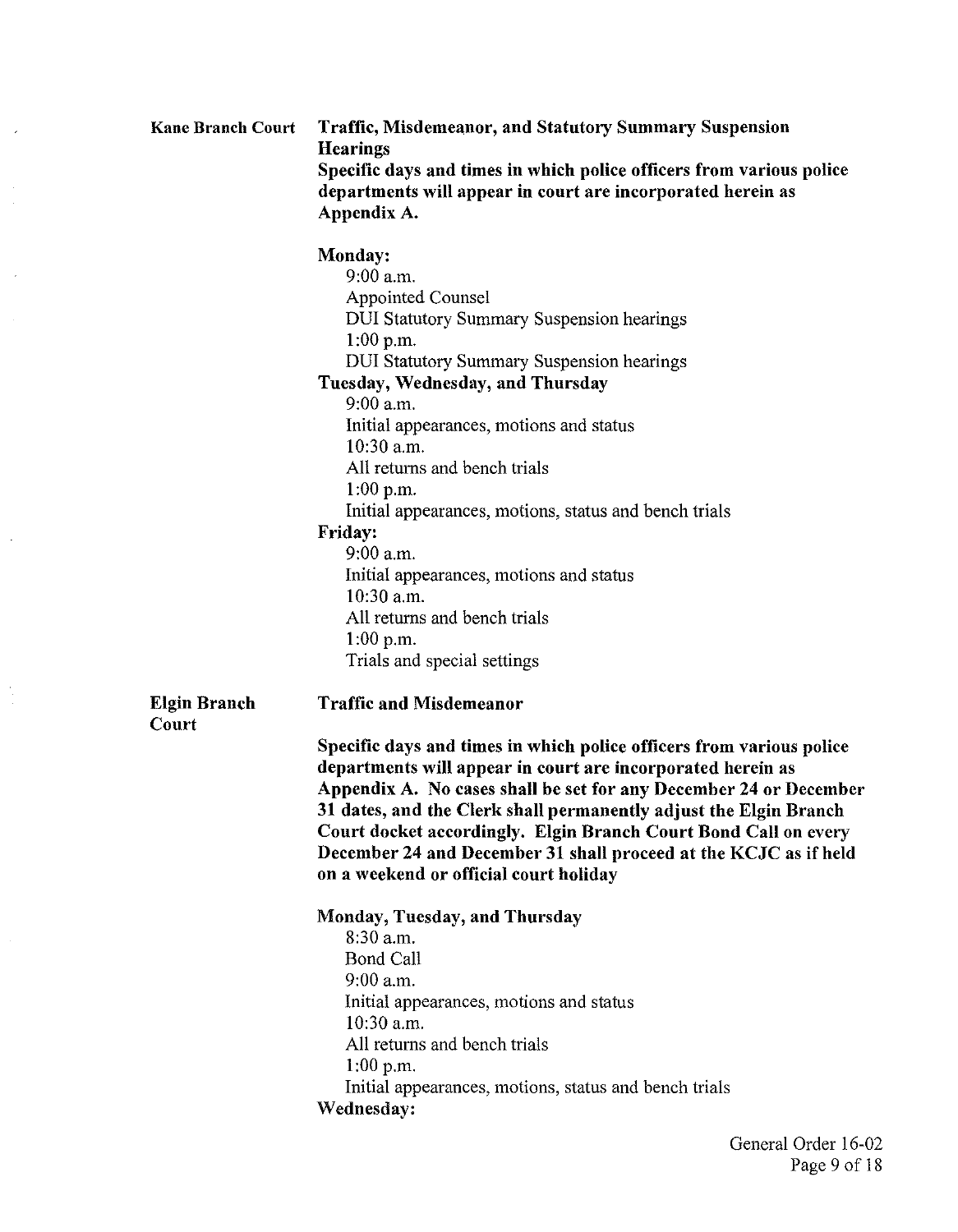**Kane Branch Court**

**Traffic, Misdemeanor, and Statutory Summary Suspension Hearings**

**Specific days and times in which police officers from various police departments will appear in court are incorporated herein as Appendix A.**

**Monday:**

9:00 a.m.
Appointed Counsel
DUI Statutory Summary Suspension hearings
1:00 p.m.
DUI Statutory Summary Suspension hearings

**Tuesday, Wednesday, and Thursday**

9:00 a.m.
Initial appearances, motions and status
10:30 a.m.
All returns and bench trials
1:00 p.m.
Initial appearances, motions, status and bench trials

**Friday:**

9:00 a.m.
Initial appearances, motions and status
10:30 a.m.
All returns and bench trials
1:00 p.m.
Trials and special settings

**Elgin Branch Court**

**Traffic and Misdemeanor**

**Specific days and times in which police officers from various police departments will appear in court are incorporated herein as Appendix A. No cases shall be set for any December 24 or December 31 dates, and the Clerk shall permanently adjust the Elgin Branch Court docket accordingly. Elgin Branch Court Bond Call on every December 24 and December 31 shall proceed at the KCJC as if held on a weekend or official court holiday**

**Monday, Tuesday, and Thursday**

8:30 a.m.
Bond Call
9:00 a.m.
Initial appearances, motions and status
10:30 a.m.
All returns and bench trials
1:00 p.m.
Initial appearances, motions, status and bench trials

**Wednesday:**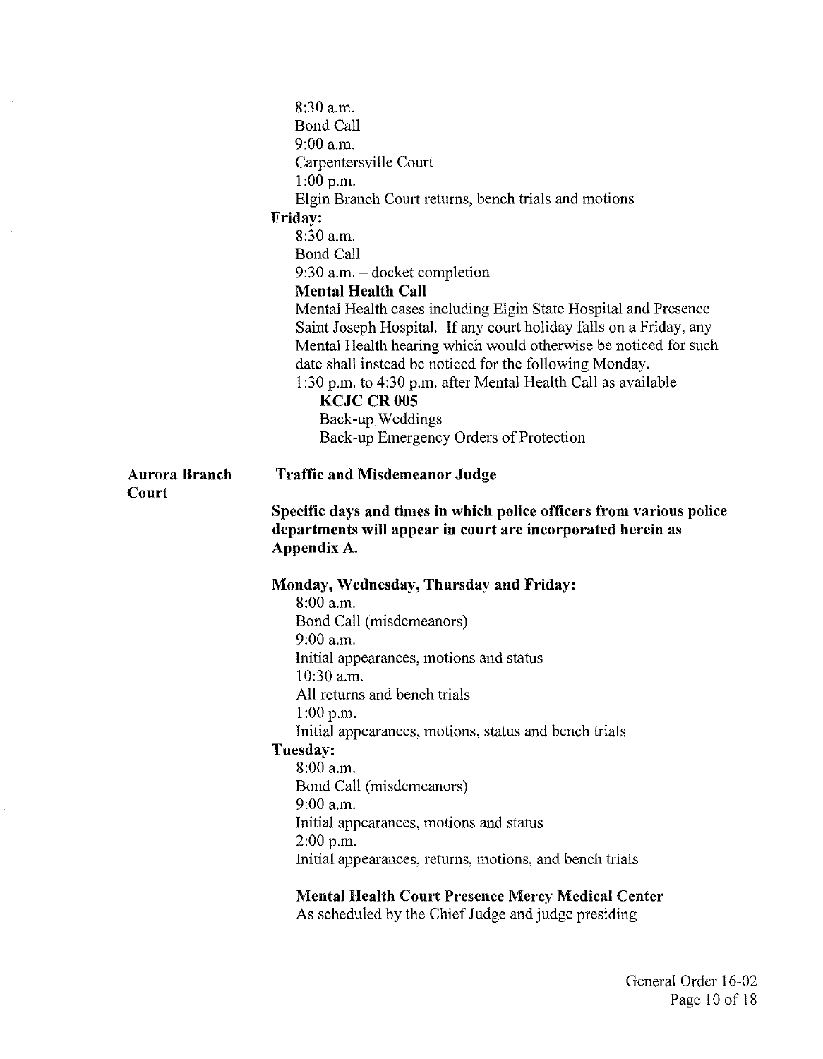8:30 a.m.
Bond Call
9:00 a.m.
Carpentersville Court
1:00 p.m.
Elgin Branch Court returns, bench trials and motions

**Friday:**

8:30 a.m.
Bond Call
9:30 a.m. – docket completion

**Mental Health Call**

Mental Health cases including Elgin State Hospital and Presence Saint Joseph Hospital. If any court holiday falls on a Friday, any Mental Health hearing which would otherwise be noticed for such date shall instead be noticed for the following Monday.

1:30 p.m. to 4:30 p.m. after Mental Health Call as available

**KCJC CR 005**
Back-up Weddings
Back-up Emergency Orders of Protection

**Aurora Branch Court**

**Traffic and Misdemeanor Judge**

**Specific days and times in which police officers from various police departments will appear in court are incorporated herein as Appendix A.**

**Monday, Wednesday, Thursday and Friday:**

8:00 a.m.
Bond Call (misdemeanors)
9:00 a.m.
Initial appearances, motions and status
10:30 a.m.
All returns and bench trials
1:00 p.m.
Initial appearances, motions, status and bench trials

**Tuesday:**

8:00 a.m.
Bond Call (misdemeanors)
9:00 a.m.
Initial appearances, motions and status
2:00 p.m.
Initial appearances, returns, motions, and bench trials

**Mental Health Court Presence Mercy Medical Center**

As scheduled by the Chief Judge and judge presiding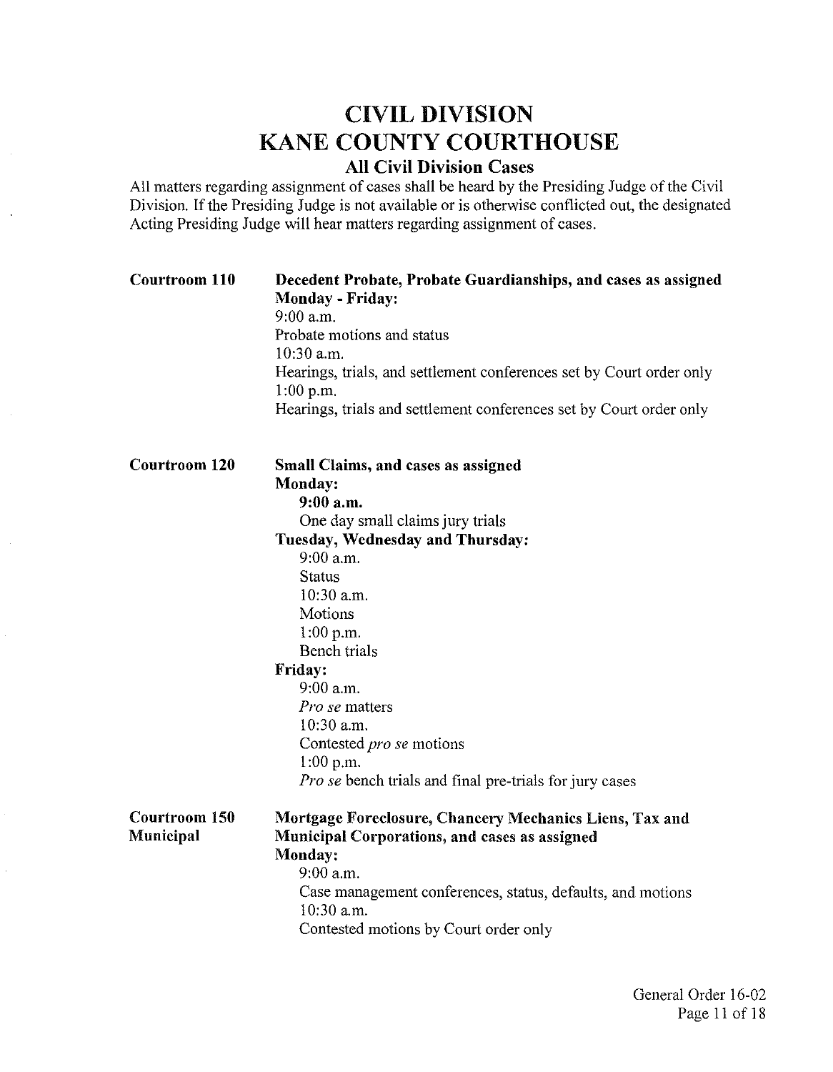# CIVIL DIVISION
# KANE COUNTY COURTHOUSE

### All Civil Division Cases

All matters regarding assignment of cases shall be heard by the Presiding Judge of the Civil Division. If the Presiding Judge is not available or is otherwise conflicted out, the designated Acting Presiding Judge will hear matters regarding assignment of cases.

**Courtroom 110**

**Decedent Probate, Probate Guardianships, and cases as assigned**

**Monday - Friday:**

9:00 a.m.
Probate motions and status

10:30 a.m.
Hearings, trials, and settlement conferences set by Court order only

1:00 p.m.
Hearings, trials and settlement conferences set by Court order only

**Courtroom 120**

**Small Claims, and cases as assigned**

**Monday:**

**9:00 a.m.**
One day small claims jury trials

**Tuesday, Wednesday and Thursday:**

9:00 a.m.
Status

10:30 a.m.
Motions

1:00 p.m.
Bench trials

**Friday:**

9:00 a.m.
*Pro se* matters

10:30 a.m.
Contested *pro se* motions

1:00 p.m.
*Pro se* bench trials and final pre-trials for jury cases

**Courtroom 150 Municipal**

**Mortgage Foreclosure, Chancery Mechanics Liens, Tax and Municipal Corporations, and cases as assigned**

**Monday:**

9:00 a.m.
Case management conferences, status, defaults, and motions

10:30 a.m.
Contested motions by Court order only

General Order 16-02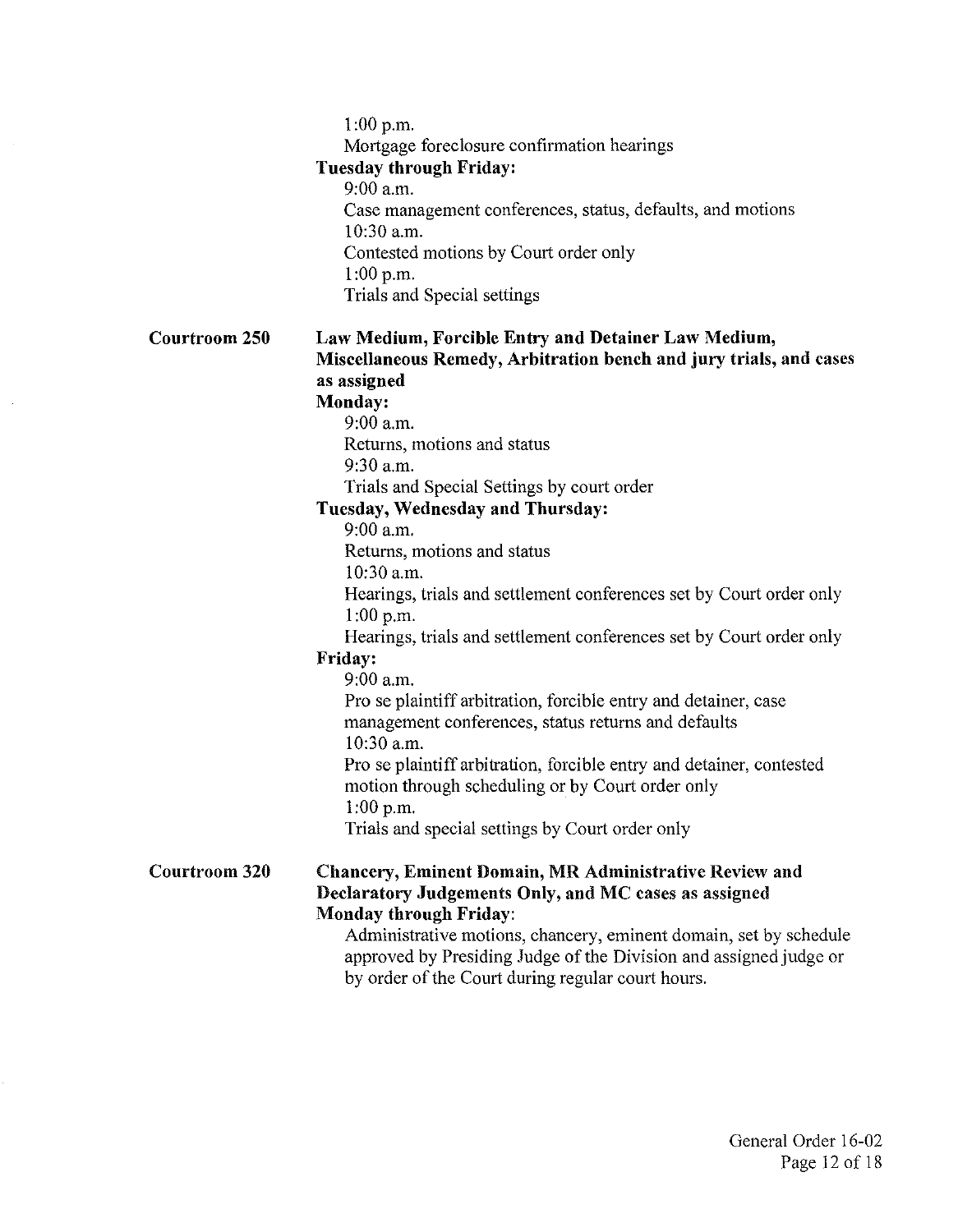1:00 p.m.
Mortgage foreclosure confirmation hearings

**Tuesday through Friday:**

9:00 a.m.
Case management conferences, status, defaults, and motions
10:30 a.m.
Contested motions by Court order only
1:00 p.m.
Trials and Special settings

**Courtroom 250** — **Law Medium, Forcible Entry and Detainer Law Medium, Miscellaneous Remedy, Arbitration bench and jury trials, and cases as assigned**

**Monday:**

9:00 a.m.
Returns, motions and status
9:30 a.m.
Trials and Special Settings by court order

**Tuesday, Wednesday and Thursday:**

9:00 a.m.
Returns, motions and status
10:30 a.m.
Hearings, trials and settlement conferences set by Court order only
1:00 p.m.
Hearings, trials and settlement conferences set by Court order only

**Friday:**

9:00 a.m.
Pro se plaintiff arbitration, forcible entry and detainer, case management conferences, status returns and defaults
10:30 a.m.
Pro se plaintiff arbitration, forcible entry and detainer, contested motion through scheduling or by Court order only
1:00 p.m.
Trials and special settings by Court order only

**Courtroom 320** — **Chancery, Eminent Domain, MR Administrative Review and Declaratory Judgements Only, and MC cases as assigned**

**Monday through Friday**:

Administrative motions, chancery, eminent domain, set by schedule approved by Presiding Judge of the Division and assigned judge or by order of the Court during regular court hours.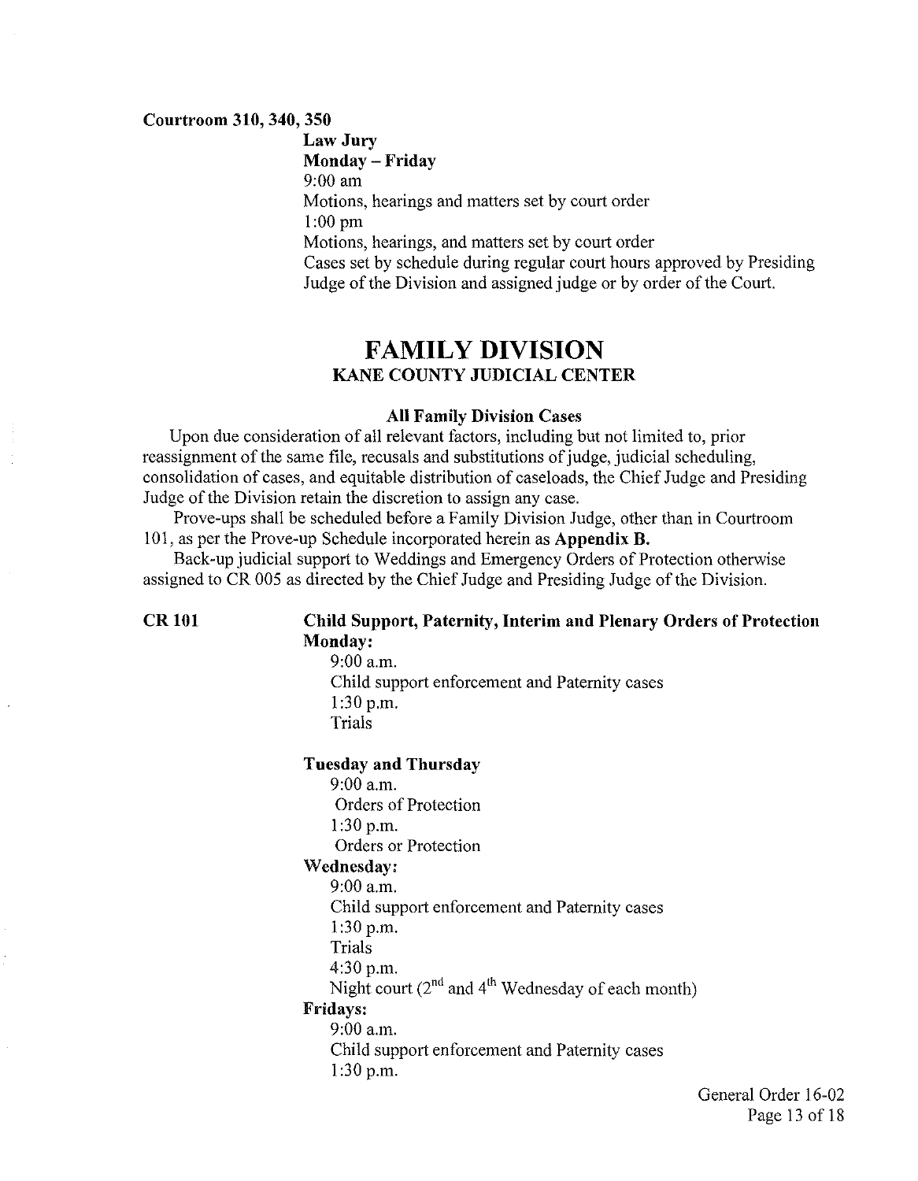**Courtroom 310, 340, 350**

**Law Jury**

**Monday – Friday**

9:00 am

Motions, hearings and matters set by court order

1:00 pm

Motions, hearings, and matters set by court order

Cases set by schedule during regular court hours approved by Presiding Judge of the Division and assigned judge or by order of the Court.

# FAMILY DIVISION

## KANE COUNTY JUDICIAL CENTER

### All Family Division Cases

Upon due consideration of all relevant factors, including but not limited to, prior reassignment of the same file, recusals and substitutions of judge, judicial scheduling, consolidation of cases, and equitable distribution of caseloads, the Chief Judge and Presiding Judge of the Division retain the discretion to assign any case.

Prove-ups shall be scheduled before a Family Division Judge, other than in Courtroom 101, as per the Prove-up Schedule incorporated herein as **Appendix B.**

Back-up judicial support to Weddings and Emergency Orders of Protection otherwise assigned to CR 005 as directed by the Chief Judge and Presiding Judge of the Division.

**CR 101**

**Child Support, Paternity, Interim and Plenary Orders of Protection**

**Monday:**

9:00 a.m.

Child support enforcement and Paternity cases

1:30 p.m.

Trials

**Tuesday and Thursday**

9:00 a.m.

Orders of Protection

1:30 p.m.

Orders or Protection

**Wednesday:**

9:00 a.m.

Child support enforcement and Paternity cases

1:30 p.m.

Trials

4:30 p.m.

Night court (2nd and 4th Wednesday of each month)

**Fridays:**

9:00 a.m.

Child support enforcement and Paternity cases

1:30 p.m.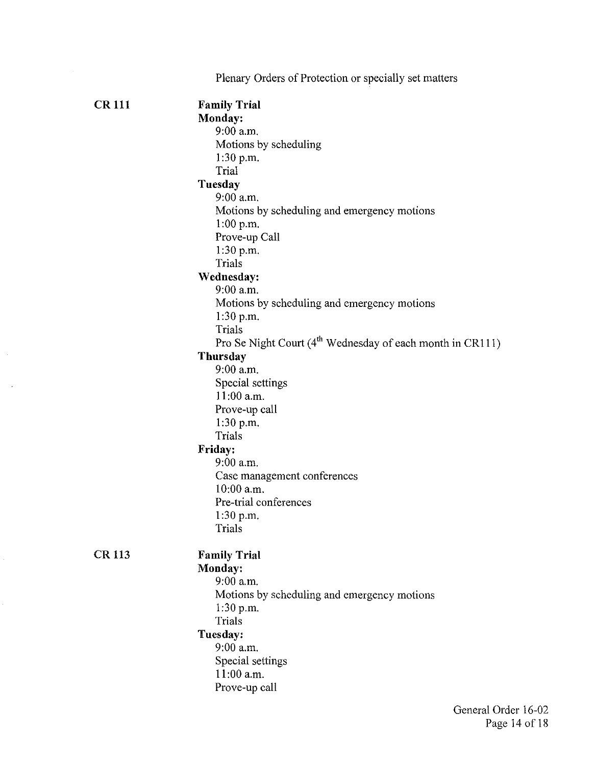Plenary Orders of Protection or specially set matters

**CR 111**

**Family Trial**

**Monday:**

9:00 a.m.
Motions by scheduling
1:30 p.m.
Trial

**Tuesday**

9:00 a.m.
Motions by scheduling and emergency motions
1:00 p.m.
Prove-up Call
1:30 p.m.
Trials

**Wednesday:**

9:00 a.m.
Motions by scheduling and emergency motions
1:30 p.m.
Trials
Pro Se Night Court (4th Wednesday of each month in CR111)

**Thursday**

9:00 a.m.
Special settings
11:00 a.m.
Prove-up call
1:30 p.m.
Trials

**Friday:**

9:00 a.m.
Case management conferences
10:00 a.m.
Pre-trial conferences
1:30 p.m.
Trials

**CR 113**

**Family Trial**

**Monday:**

9:00 a.m.
Motions by scheduling and emergency motions
1:30 p.m.
Trials

**Tuesday:**

9:00 a.m.
Special settings
11:00 a.m.
Prove-up call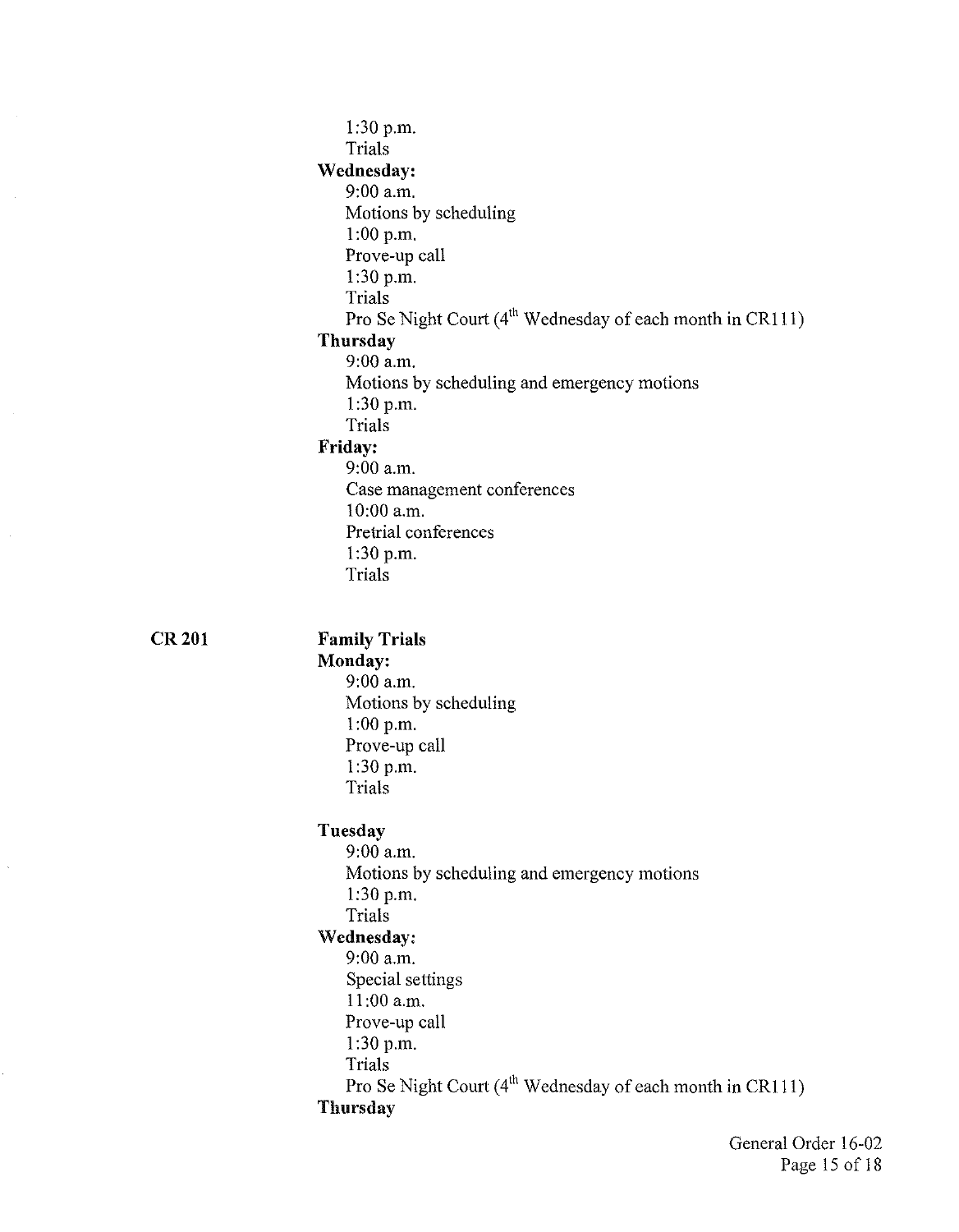1:30 p.m.
Trials

**Wednesday:**
9:00 a.m.
Motions by scheduling
1:00 p.m.
Prove-up call
1:30 p.m.
Trials
Pro Se Night Court (4th Wednesday of each month in CR111)

**Thursday**
9:00 a.m.
Motions by scheduling and emergency motions
1:30 p.m.
Trials

**Friday:**
9:00 a.m.
Case management conferences
10:00 a.m.
Pretrial conferences
1:30 p.m.
Trials

**CR 201**

**Family Trials**

**Monday:**
9:00 a.m.
Motions by scheduling
1:00 p.m.
Prove-up call
1:30 p.m.
Trials

**Tuesday**
9:00 a.m.
Motions by scheduling and emergency motions
1:30 p.m.
Trials

**Wednesday:**
9:00 a.m.
Special settings
11:00 a.m.
Prove-up call
1:30 p.m.
Trials
Pro Se Night Court (4th Wednesday of each month in CR111)

**Thursday**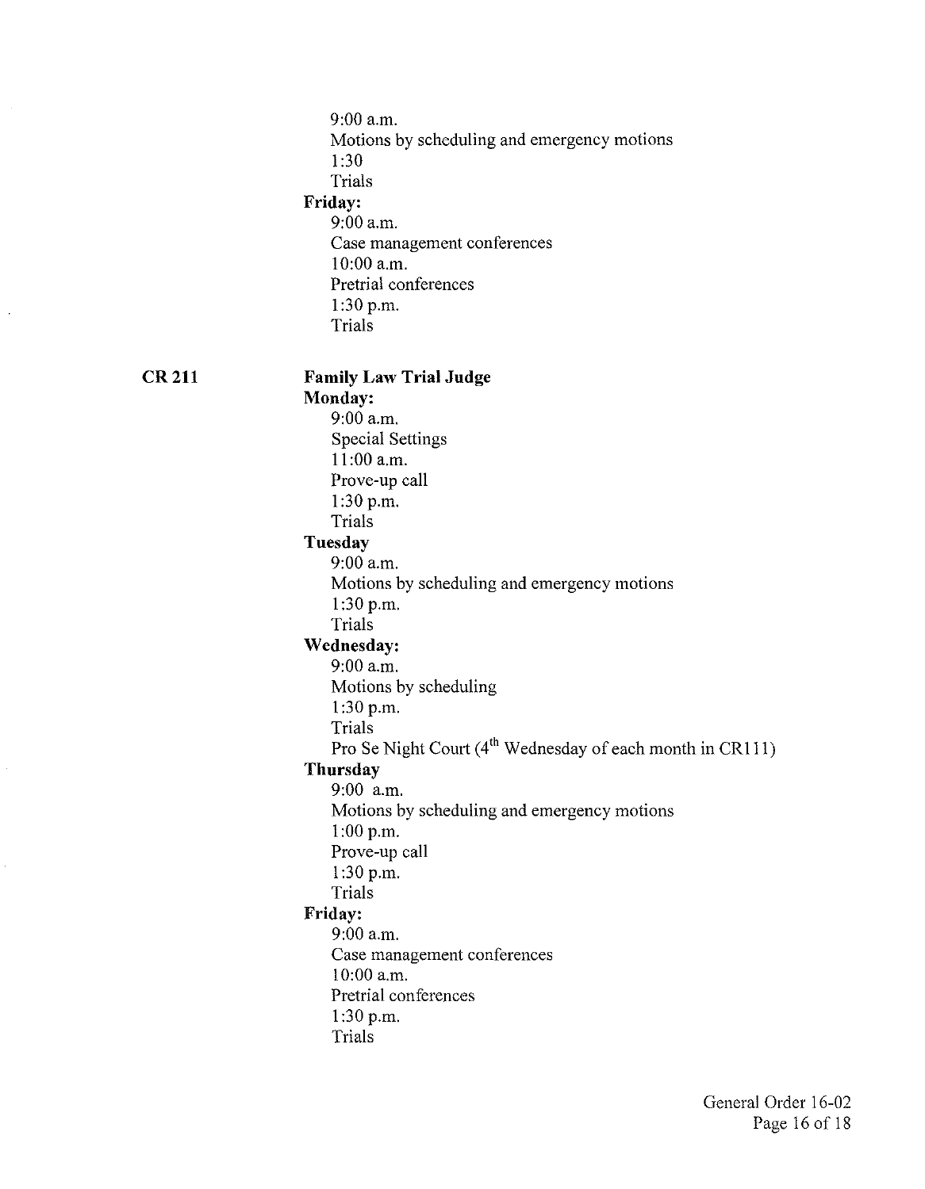9:00 a.m.
Motions by scheduling and emergency motions
1:30
Trials

**Friday:**
9:00 a.m.
Case management conferences
10:00 a.m.
Pretrial conferences
1:30 p.m.
Trials

**CR 211** **Family Law Trial Judge**

**Monday:**
9:00 a.m.
Special Settings
11:00 a.m.
Prove-up call
1:30 p.m.
Trials

**Tuesday**
9:00 a.m.
Motions by scheduling and emergency motions
1:30 p.m.
Trials

**Wednesday:**
9:00 a.m.
Motions by scheduling
1:30 p.m.
Trials
Pro Se Night Court (4th Wednesday of each month in CR111)

**Thursday**
9:00 a.m.
Motions by scheduling and emergency motions
1:00 p.m.
Prove-up call
1:30 p.m.
Trials

**Friday:**
9:00 a.m.
Case management conferences
10:00 a.m.
Pretrial conferences
1:30 p.m.
Trials

General Order 16-02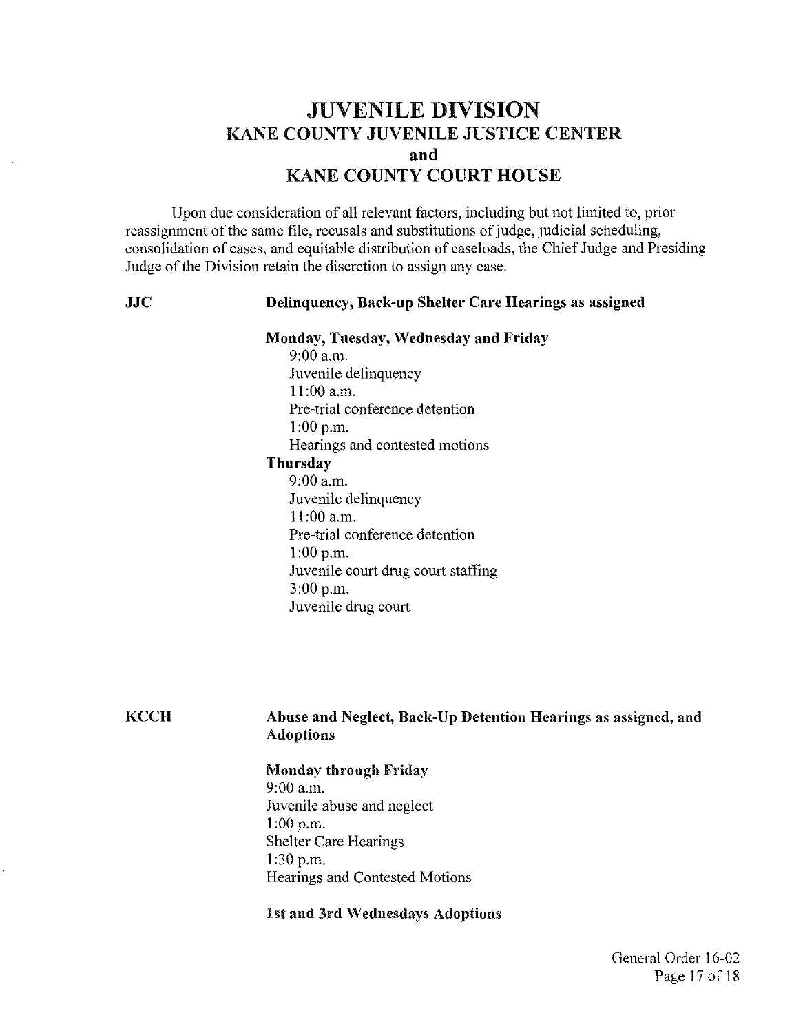# JUVENILE DIVISION
## KANE COUNTY JUVENILE JUSTICE CENTER
## and
## KANE COUNTY COURT HOUSE

Upon due consideration of all relevant factors, including but not limited to, prior reassignment of the same file, recusals and substitutions of judge, judicial scheduling, consolidation of cases, and equitable distribution of caseloads, the Chief Judge and Presiding Judge of the Division retain the discretion to assign any case.

**JJC** **Delinquency, Back-up Shelter Care Hearings as assigned**

**Monday, Tuesday, Wednesday and Friday**

9:00 a.m.
Juvenile delinquency
11:00 a.m.
Pre-trial conference detention
1:00 p.m.
Hearings and contested motions

**Thursday**

9:00 a.m.
Juvenile delinquency
11:00 a.m.
Pre-trial conference detention
1:00 p.m.
Juvenile court drug court staffing
3:00 p.m.
Juvenile drug court

**KCCH** **Abuse and Neglect, Back-Up Detention Hearings as assigned, and Adoptions**

**Monday through Friday**

9:00 a.m.
Juvenile abuse and neglect
1:00 p.m.
Shelter Care Hearings
1:30 p.m.
Hearings and Contested Motions

**1st and 3rd Wednesdays Adoptions**

General Order 16-02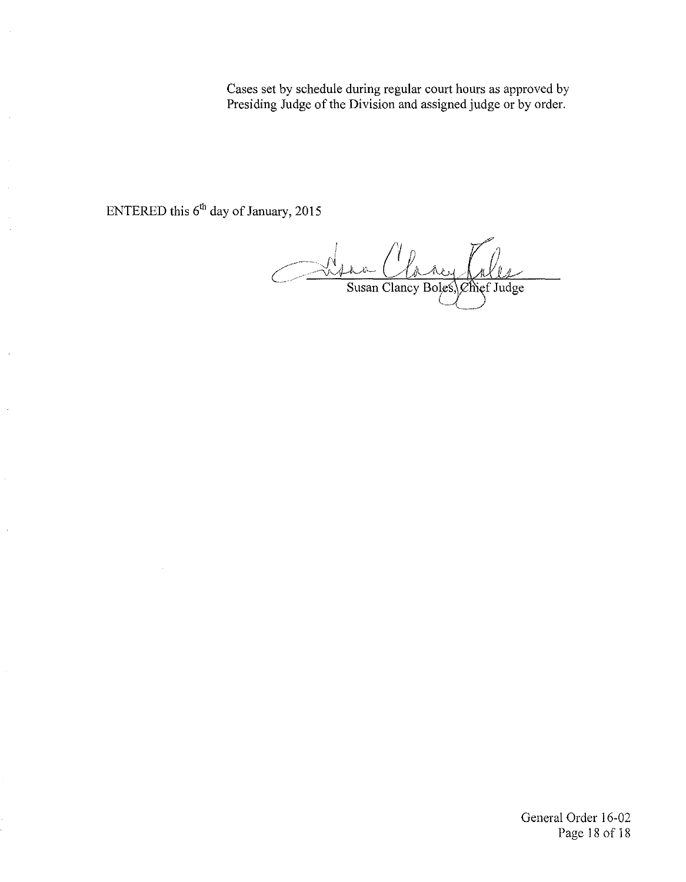Cases set by schedule during regular court hours as approved by Presiding Judge of the Division and assigned judge or by order.

ENTERED this 6th day of January, 2015

Susan Clancy Boles, Chief Judge

General Order 16-02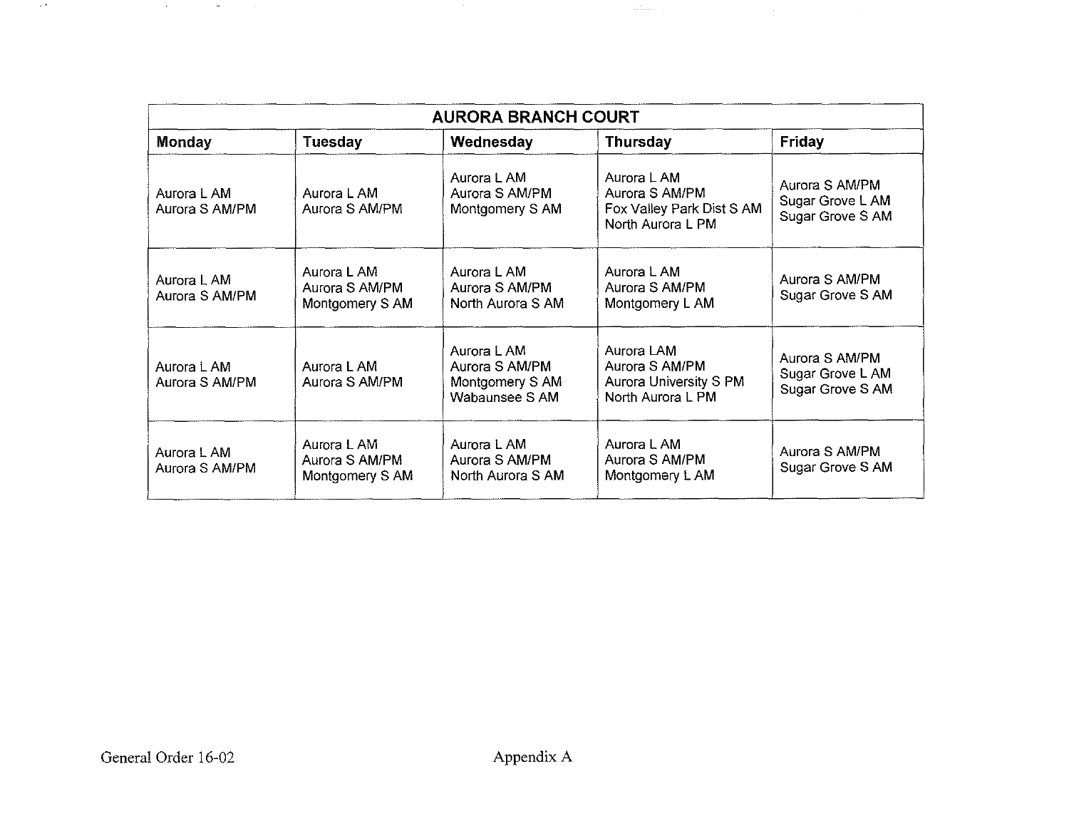| AURORA BRANCH COURT | | | | |
|---|---|---|---|---|
| **Monday** | **Tuesday** | **Wednesday** | **Thursday** | **Friday** |
| Aurora L AM<br>Aurora S AM/PM | Aurora L AM<br>Aurora S AM/PM | Aurora L AM<br>Aurora S AM/PM<br>Montgomery S AM | Aurora L AM<br>Aurora S AM/PM<br>Fox Valley Park Dist S AM<br>North Aurora L PM | Aurora S AM/PM<br>Sugar Grove L AM<br>Sugar Grove S AM |
| Aurora L AM<br>Aurora S AM/PM | Aurora L AM<br>Aurora S AM/PM<br>Montgomery S AM | Aurora L AM<br>Aurora S AM/PM<br>North Aurora S AM | Aurora L AM<br>Aurora S AM/PM<br>Montgomery L AM | Aurora S AM/PM<br>Sugar Grove S AM |
| Aurora L AM<br>Aurora S AM/PM | Aurora L AM<br>Aurora S AM/PM | Aurora L AM<br>Aurora S AM/PM<br>Montgomery S AM<br>Wabaunsee S AM | Aurora LAM<br>Aurora S AM/PM<br>Aurora University S PM<br>North Aurora L PM | Aurora S AM/PM<br>Sugar Grove L AM<br>Sugar Grove S AM |
| Aurora L AM<br>Aurora S AM/PM | Aurora L AM<br>Aurora S AM/PM<br>Montgomery S AM | Aurora L AM<br>Aurora S AM/PM<br>North Aurora S AM | Aurora L AM<br>Aurora S AM/PM<br>Montgomery L AM | Aurora S AM/PM<br>Sugar Grove S AM |

General Order 16-02 Appendix A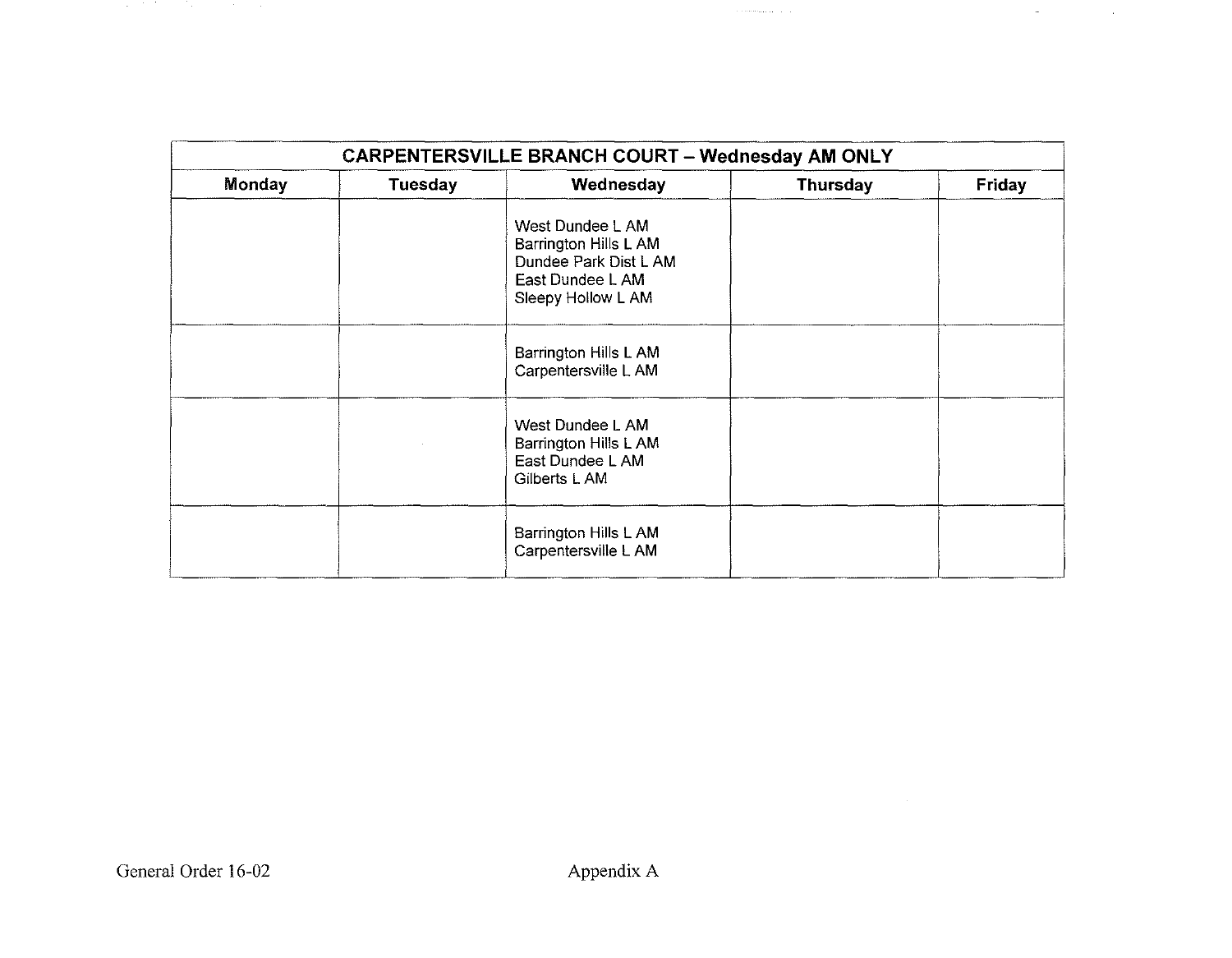| CARPENTERSVILLE BRANCH COURT – Wednesday AM ONLY | | | | |
|---|---|---|---|---|
| **Monday** | **Tuesday** | **Wednesday** | **Thursday** | **Friday** |
| | | West Dundee L AM<br>Barrington Hills L AM<br>Dundee Park Dist L AM<br>East Dundee L AM<br>Sleepy Hollow L AM | | |
| | | Barrington Hills L AM<br>Carpentersville L AM | | |
| | | West Dundee L AM<br>Barrington Hills L AM<br>East Dundee L AM<br>Gilberts L AM | | |
| | | Barrington Hills L AM<br>Carpentersville L AM | | |

General Order 16-02 Appendix A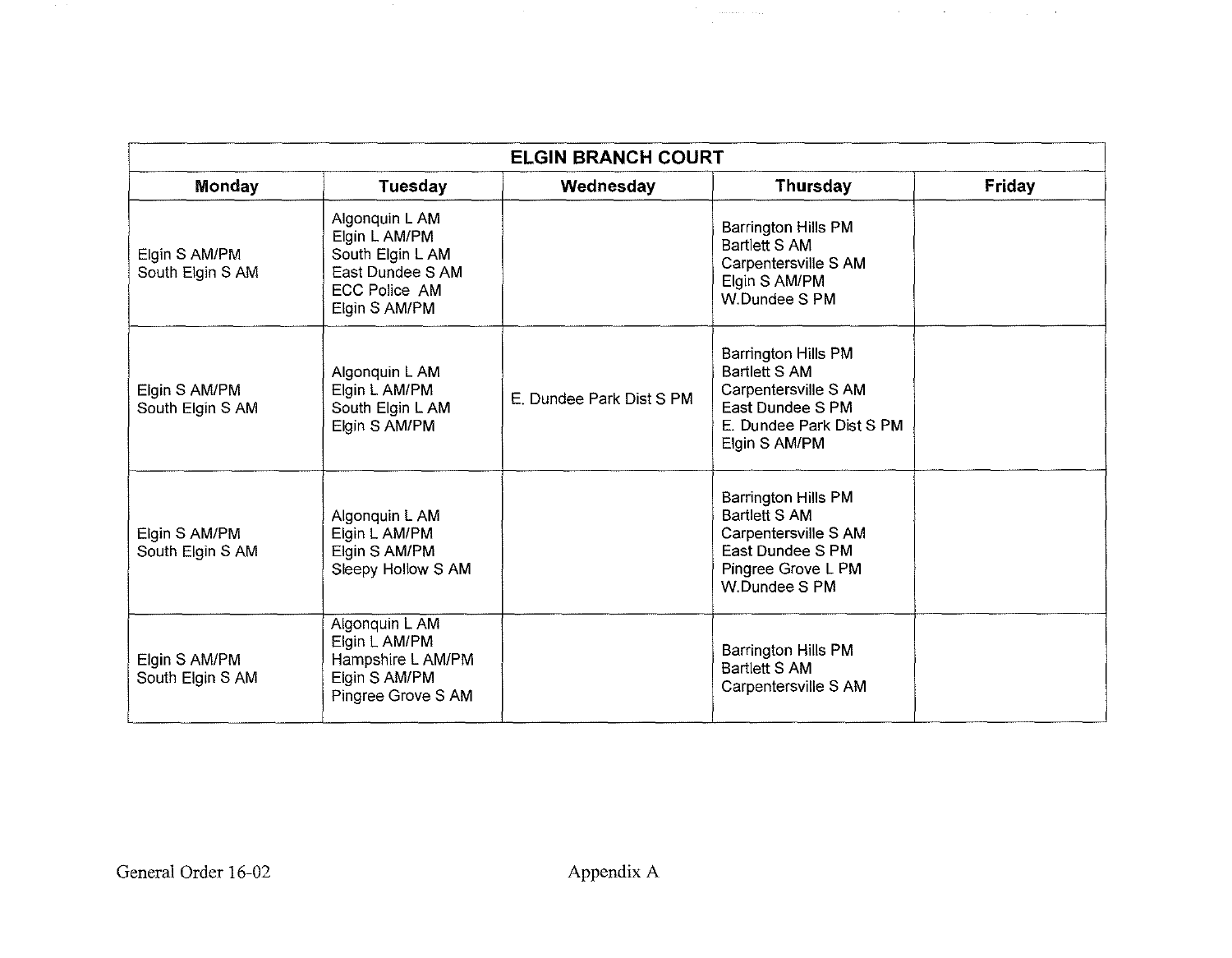| ELGIN BRANCH COURT | | | | |
|---|---|---|---|---|
| **Monday** | **Tuesday** | **Wednesday** | **Thursday** | **Friday** |
| Elgin S AM/PM<br>South Elgin S AM | Algonquin L AM<br>Elgin L AM/PM<br>South Elgin L AM<br>East Dundee S AM<br>ECC Police AM<br>Elgin S AM/PM | | Barrington Hills PM<br>Bartlett S AM<br>Carpentersville S AM<br>Elgin S AM/PM<br>W.Dundee S PM | |
| Elgin S AM/PM<br>South Elgin S AM | Algonquin L AM<br>Elgin L AM/PM<br>South Elgin L AM<br>Elgin S AM/PM | E. Dundee Park Dist S PM | Barrington Hills PM<br>Bartlett S AM<br>Carpentersville S AM<br>East Dundee S PM<br>E. Dundee Park Dist S PM<br>Elgin S AM/PM | |
| Elgin S AM/PM<br>South Elgin S AM | Algonquin L AM<br>Elgin L AM/PM<br>Elgin S AM/PM<br>Sleepy Hollow S AM | | Barrington Hills PM<br>Bartlett S AM<br>Carpentersville S AM<br>East Dundee S PM<br>Pingree Grove L PM<br>W.Dundee S PM | |
| Elgin S AM/PM<br>South Elgin S AM | Algonquin L AM<br>Elgin L AM/PM<br>Hampshire L AM/PM<br>Elgin S AM/PM<br>Pingree Grove S AM | | Barrington Hills PM<br>Bartlett S AM<br>Carpentersville S AM | |

General Order 16-02 Appendix A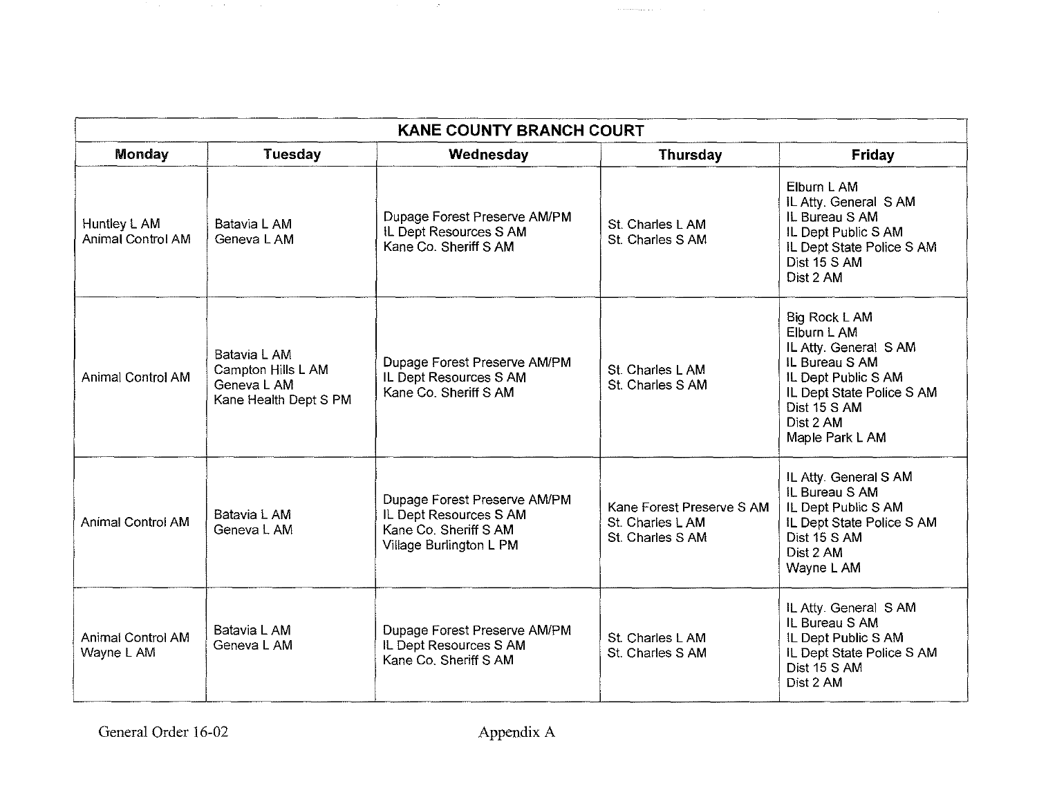| KANE COUNTY BRANCH COURT | | | | |
|---|---|---|---|---|
| **Monday** | **Tuesday** | **Wednesday** | **Thursday** | **Friday** |
| Huntley L AM<br>Animal Control AM | Batavia L AM<br>Geneva L AM | Dupage Forest Preserve AM/PM<br>IL Dept Resources S AM<br>Kane Co. Sheriff S AM | St. Charles L AM<br>St. Charles S AM | Elburn L AM<br>IL Atty. General S AM<br>IL Bureau S AM<br>IL Dept Public S AM<br>IL Dept State Police S AM<br>Dist 15 S AM<br>Dist 2 AM |
| Animal Control AM | Batavia L AM<br>Campton Hills L AM<br>Geneva L AM<br>Kane Health Dept S PM | Dupage Forest Preserve AM/PM<br>IL Dept Resources S AM<br>Kane Co. Sheriff S AM | St. Charles L AM<br>St. Charles S AM | Big Rock L AM<br>Elburn L AM<br>IL Atty. General S AM<br>IL Bureau S AM<br>IL Dept Public S AM<br>IL Dept State Police S AM<br>Dist 15 S AM<br>Dist 2 AM<br>Maple Park L AM |
| Animal Control AM | Batavia L AM<br>Geneva L AM | Dupage Forest Preserve AM/PM<br>IL Dept Resources S AM<br>Kane Co. Sheriff S AM<br>Village Burlington L PM | Kane Forest Preserve S AM<br>St. Charles L AM<br>St. Charles S AM | IL Atty. General S AM<br>IL Bureau S AM<br>IL Dept Public S AM<br>IL Dept State Police S AM<br>Dist 15 S AM<br>Dist 2 AM<br>Wayne L AM |
| Animal Control AM<br>Wayne L AM | Batavia L AM<br>Geneva L AM | Dupage Forest Preserve AM/PM<br>IL Dept Resources S AM<br>Kane Co. Sheriff S AM | St. Charles L AM<br>St. Charles S AM | IL Atty. General S AM<br>IL Bureau S AM<br>IL Dept Public S AM<br>IL Dept State Police S AM<br>Dist 15 S AM<br>Dist 2 AM |

General Order 16-02

Appendix A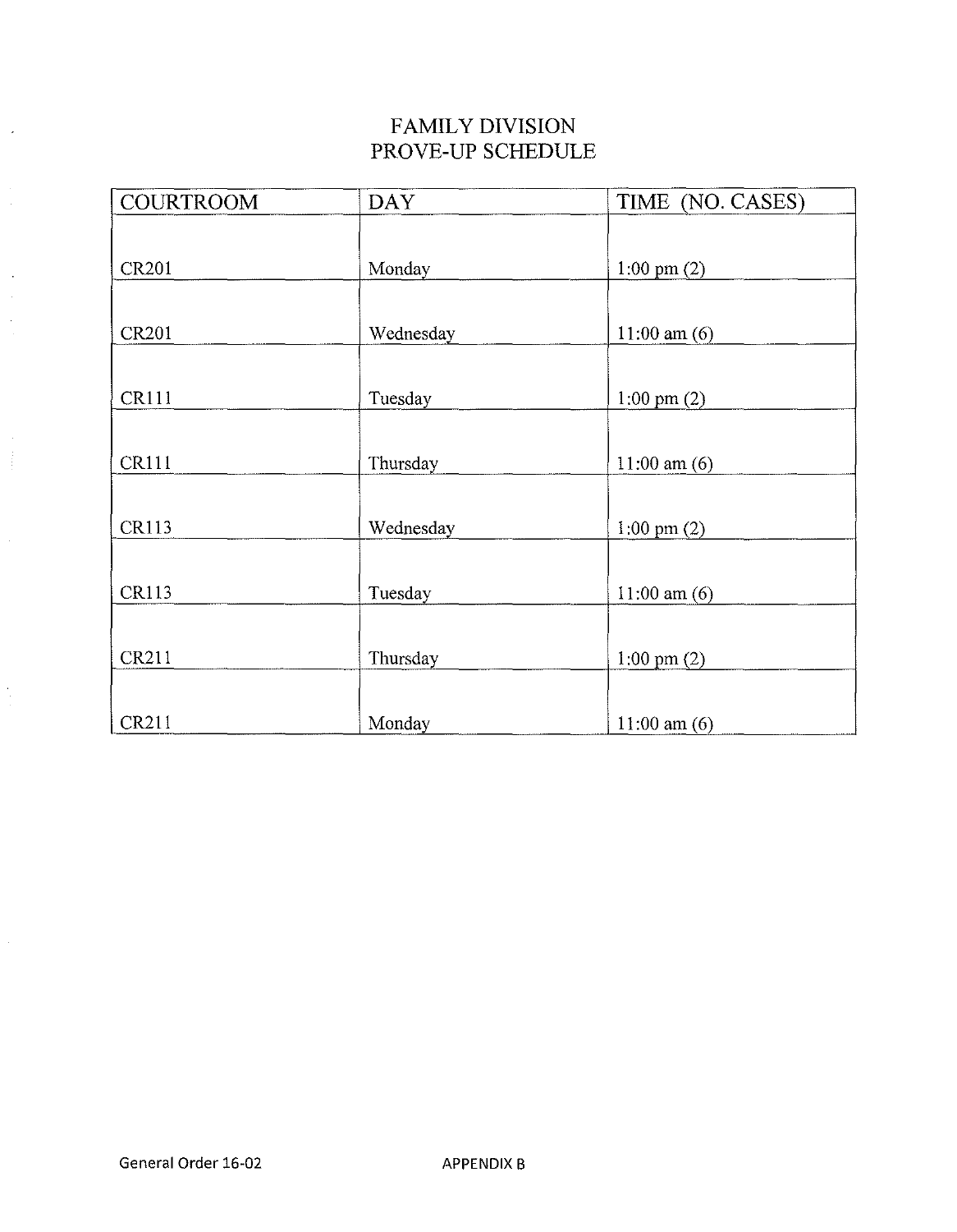# FAMILY DIVISION
## PROVE-UP SCHEDULE

| COURTROOM | DAY | TIME (NO. CASES) |
|---|---|---|
| CR201 | Monday | 1:00 pm (2) |
| CR201 | Wednesday | 11:00 am (6) |
| CR111 | Tuesday | 1:00 pm (2) |
| CR111 | Thursday | 11:00 am (6) |
| CR113 | Wednesday | 1:00 pm (2) |
| CR113 | Tuesday | 11:00 am (6) |
| CR211 | Thursday | 1:00 pm (2) |
| CR211 | Monday | 11:00 am (6) |

General Order 16-02 APPENDIX B